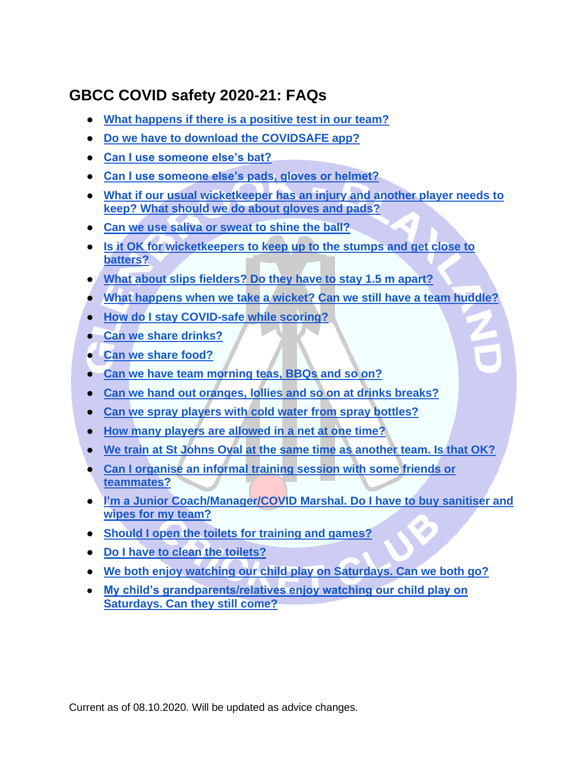## GBCC COVID safety 2020-21: FAQs

- What happens if there is a positive test in our team?
- Do we have to download the COVIDSAFE app?
- Can I use someone else's bat?
- Can I use someone else's pads, gloves or helmet?
- What if our usual wicketkeeper has an injury and another player needs to keep? What should we do about gloves and pads?
- Can we use saliva or sweat to shine the ball?
- Is it OK for wicketkeepers to keep up to the stumps and get close to batters?
- What about slips fielders? Do they have to stay 1.5 m apart?
- What happens when we take a wicket? Can we still have a team huddle?
- How do I stay COVID-safe while scoring?
- Can we share drinks?
- Can we share food?
- Can we have team morning teas, BBQs and so on?
- Can we hand out oranges, lollies and so on at drinks breaks?
- Can we spray players with cold water from spray bottles?
- How many players are allowed in a net at one time?
- We train at St Johns Oval at the same time as another team. Is that OK?
- Can I organise an informal training session with some friends or teammates?
- I'm a Junior Coach/Manager/COVID Marshal. Do I have to buy sanitiser and wipes for my team?
- Should I open the toilets for training and games?
- Do I have to clean the toilets?
- We both enjoy watching our child play on Saturdays. Can we both go?
- My child's grandparents/relatives enjoy watching our child play on Saturdays. Can they still come?

Current as of 08.10.2020. Will be updated as advice changes.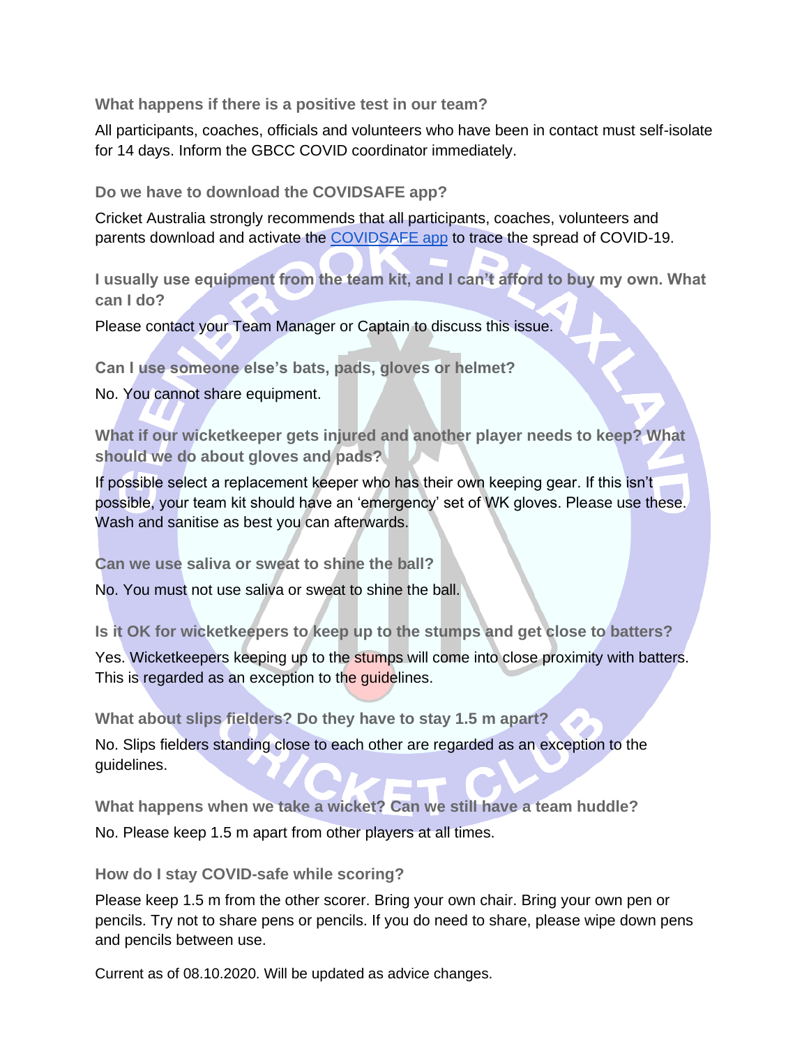### What happens if there is a positive test in our team?

All participants, coaches, officials and volunteers who have been in contact must self-isolate for 14 days. Inform the GBCC COVID coordinator immediately.

### Do we have to download the COVIDSAFE app?

Cricket Australia strongly recommends that all participants, coaches, volunteers and parents download and activate the COVIDSAFE app to trace the spread of COVID-19.

### I usually use equipment from the team kit, and I can't afford to buy my own. What can I do?

Please contact your Team Manager or Captain to discuss this issue.

### Can I use someone else's bats, pads, gloves or helmet?

No. You cannot share equipment.

### What if our wicketkeeper gets injured and another player needs to keep? What should we do about gloves and pads?

If possible select a replacement keeper who has their own keeping gear. If this isn't possible, your team kit should have an 'emergency' set of WK gloves. Please use these. Wash and sanitise as best you can afterwards.

### Can we use saliva or sweat to shine the ball?

No. You must not use saliva or sweat to shine the ball.

### Is it OK for wicketkeepers to keep up to the stumps and get close to batters?

Yes. Wicketkeepers keeping up to the stumps will come into close proximity with batters. This is regarded as an exception to the guidelines.

### What about slips fielders? Do they have to stay 1.5 m apart?

No. Slips fielders standing close to each other are regarded as an exception to the guidelines.

### What happens when we take a wicket? Can we still have a team huddle?

No. Please keep 1.5 m apart from other players at all times.

### How do I stay COVID-safe while scoring?

Please keep 1.5 m from the other scorer. Bring your own chair. Bring your own pen or pencils. Try not to share pens or pencils. If you do need to share, please wipe down pens and pencils between use.

Current as of 08.10.2020. Will be updated as advice changes.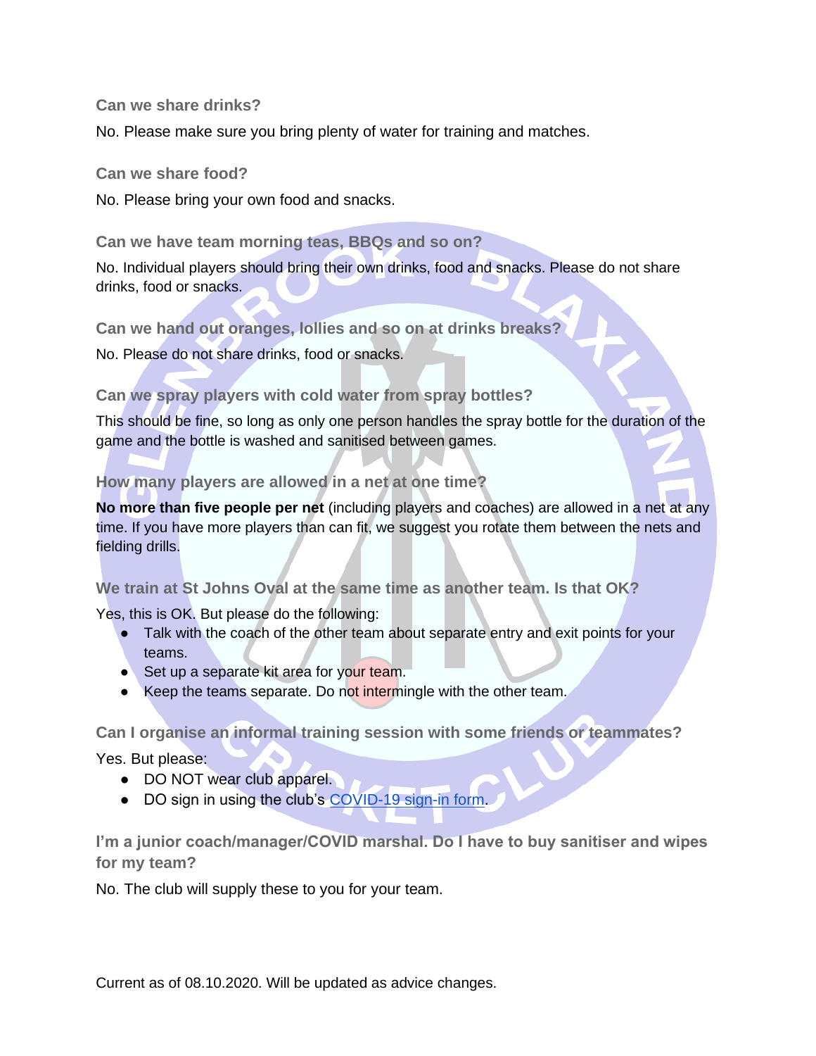### Can we share drinks?

No. Please make sure you bring plenty of water for training and matches.

### Can we share food?

No. Please bring your own food and snacks.

### Can we have team morning teas, BBQs and so on?

No. Individual players should bring their own drinks, food and snacks. Please do not share drinks, food or snacks.

### Can we hand out oranges, lollies and so on at drinks breaks?

No. Please do not share drinks, food or snacks.

### Can we spray players with cold water from spray bottles?

This should be fine, so long as only one person handles the spray bottle for the duration of the game and the bottle is washed and sanitised between games.

### How many players are allowed in a net at one time?

**No more than five people per net** (including players and coaches) are allowed in a net at any time. If you have more players than can fit, we suggest you rotate them between the nets and fielding drills.

### We train at St Johns Oval at the same time as another team. Is that OK?

Yes, this is OK. But please do the following:

- Talk with the coach of the other team about separate entry and exit points for your teams.
- Set up a separate kit area for your team.
- Keep the teams separate. Do not intermingle with the other team.

### Can I organise an informal training session with some friends or teammates?

Yes. But please:

- DO NOT wear club apparel.
- DO sign in using the club's COVID-19 sign-in form.

### I'm a junior coach/manager/COVID marshal. Do I have to buy sanitiser and wipes for my team?

No. The club will supply these to you for your team.

Current as of 08.10.2020. Will be updated as advice changes.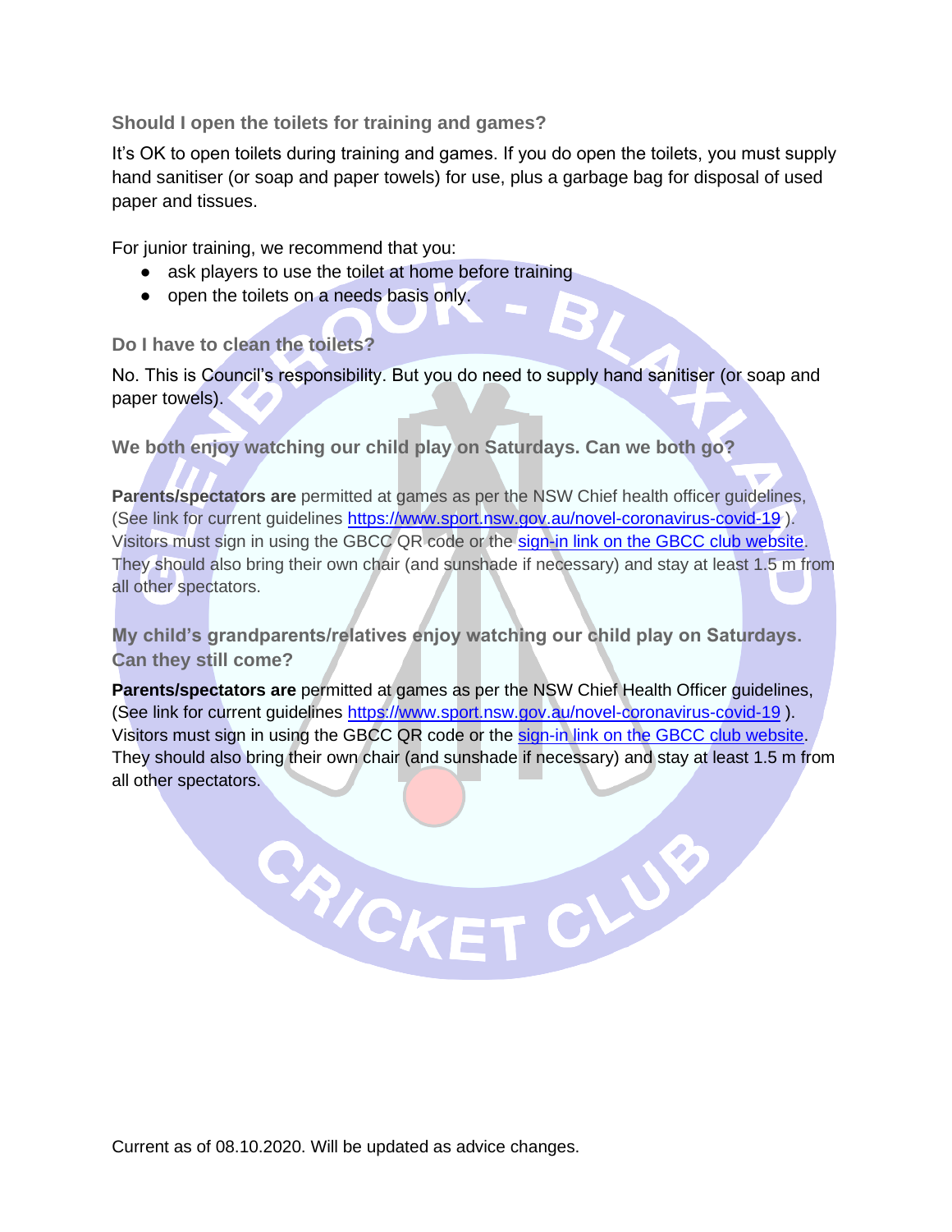### Should I open the toilets for training and games?

It's OK to open toilets during training and games. If you do open the toilets, you must supply hand sanitiser (or soap and paper towels) for use, plus a garbage bag for disposal of used paper and tissues.

For junior training, we recommend that you:

- ask players to use the toilet at home before training
- open the toilets on a needs basis only.

### Do I have to clean the toilets?

No. This is Council's responsibility. But you do need to supply hand sanitiser (or soap and paper towels).

### We both enjoy watching our child play on Saturdays. Can we both go?

**Parents/spectators are** permitted at games as per the NSW Chief health officer guidelines, (See link for current guidelines [https://www.sport.nsw.gov.au/novel-coronavirus-covid-19](https://www.sport.nsw.gov.au/novel-coronavirus-covid-19) ). Visitors must sign in using the GBCC QR code or the sign-in link on the GBCC club website. They should also bring their own chair (and sunshade if necessary) and stay at least 1.5 m from all other spectators.

### My child's grandparents/relatives enjoy watching our child play on Saturdays. Can they still come?

**Parents/spectators are** permitted at games as per the NSW Chief Health Officer guidelines, (See link for current guidelines [https://www.sport.nsw.gov.au/novel-coronavirus-covid-19](https://www.sport.nsw.gov.au/novel-coronavirus-covid-19) ). Visitors must sign in using the GBCC QR code or the sign-in link on the GBCC club website. They should also bring their own chair (and sunshade if necessary) and stay at least 1.5 m from all other spectators.

Current as of 08.10.2020. Will be updated as advice changes.